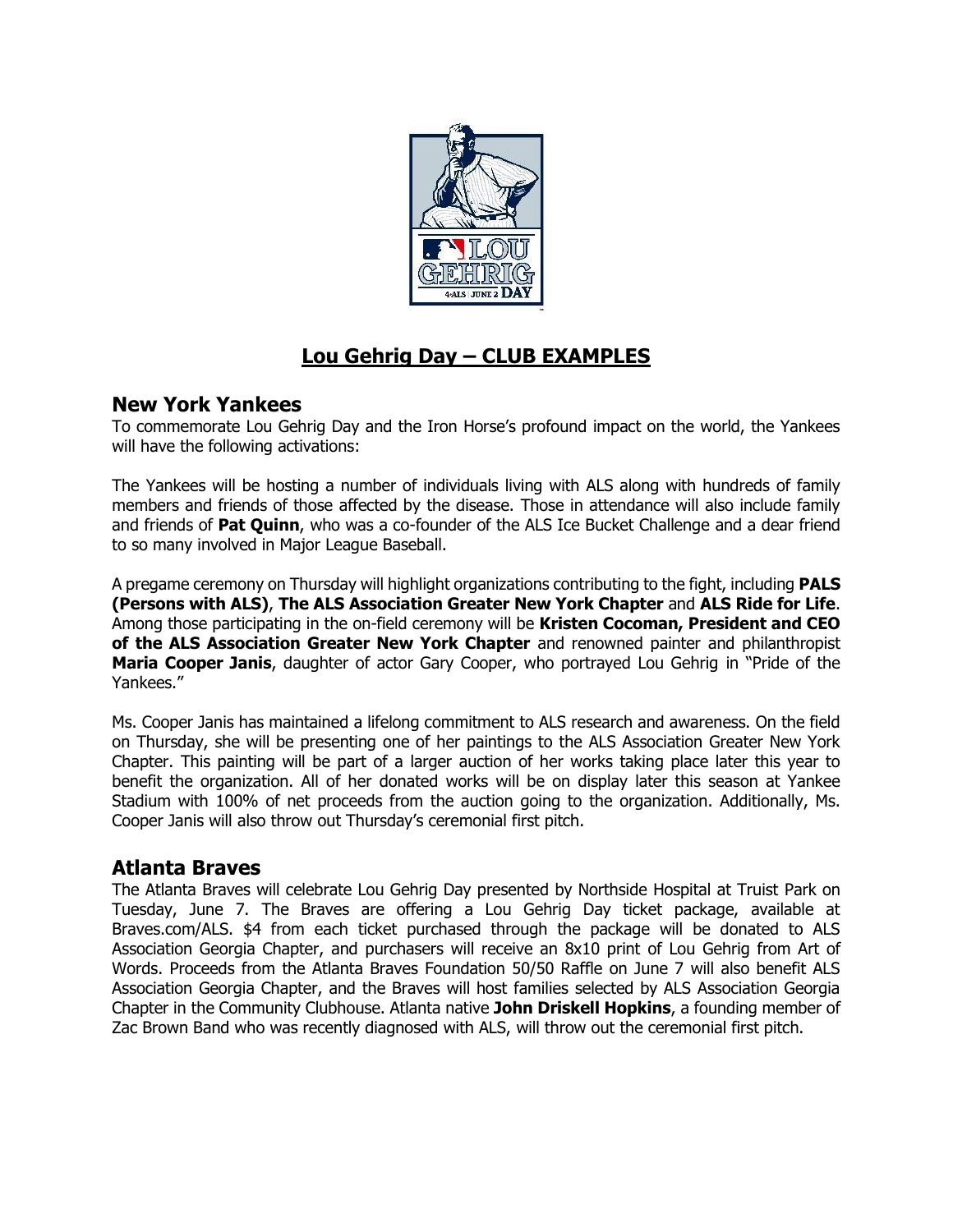# Lou Gehrig Day – CLUB EXAMPLES

## New York Yankees

To commemorate Lou Gehrig Day and the Iron Horse's profound impact on the world, the Yankees will have the following activations:

The Yankees will be hosting a number of individuals living with ALS along with hundreds of family members and friends of those affected by the disease. Those in attendance will also include family and friends of **Pat Quinn**, who was a co-founder of the ALS Ice Bucket Challenge and a dear friend to so many involved in Major League Baseball.

A pregame ceremony on Thursday will highlight organizations contributing to the fight, including **PALS (Persons with ALS)**, **The ALS Association Greater New York Chapter** and **ALS Ride for Life**. Among those participating in the on-field ceremony will be **Kristen Cocoman, President and CEO of the ALS Association Greater New York Chapter** and renowned painter and philanthropist **Maria Cooper Janis**, daughter of actor Gary Cooper, who portrayed Lou Gehrig in "Pride of the Yankees."

Ms. Cooper Janis has maintained a lifelong commitment to ALS research and awareness. On the field on Thursday, she will be presenting one of her paintings to the ALS Association Greater New York Chapter. This painting will be part of a larger auction of her works taking place later this year to benefit the organization. All of her donated works will be on display later this season at Yankee Stadium with 100% of net proceeds from the auction going to the organization. Additionally, Ms. Cooper Janis will also throw out Thursday's ceremonial first pitch.

## Atlanta Braves

The Atlanta Braves will celebrate Lou Gehrig Day presented by Northside Hospital at Truist Park on Tuesday, June 7. The Braves are offering a Lou Gehrig Day ticket package, available at Braves.com/ALS. $4 from each ticket purchased through the package will be donated to ALS Association Georgia Chapter, and purchasers will receive an 8x10 print of Lou Gehrig from Art of Words. Proceeds from the Atlanta Braves Foundation 50/50 Raffle on June 7 will also benefit ALS Association Georgia Chapter, and the Braves will host families selected by ALS Association Georgia Chapter in the Community Clubhouse. Atlanta native **John Driskell Hopkins**, a founding member of Zac Brown Band who was recently diagnosed with ALS, will throw out the ceremonial first pitch.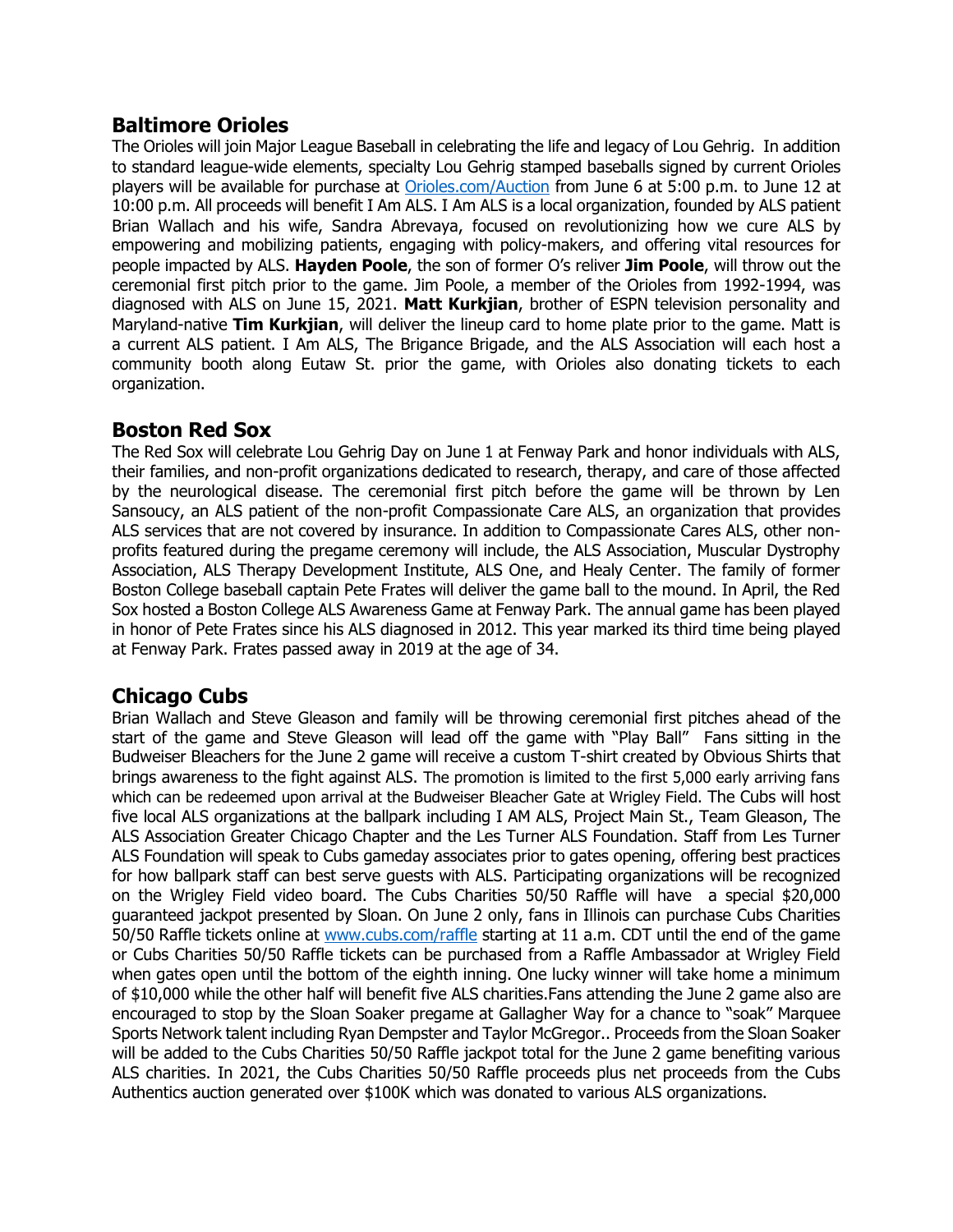## Baltimore Orioles

The Orioles will join Major League Baseball in celebrating the life and legacy of Lou Gehrig. In addition to standard league-wide elements, specialty Lou Gehrig stamped baseballs signed by current Orioles players will be available for purchase at [Orioles.com/Auction](Orioles.com/Auction) from June 6 at 5:00 p.m. to June 12 at 10:00 p.m. All proceeds will benefit I Am ALS. I Am ALS is a local organization, founded by ALS patient Brian Wallach and his wife, Sandra Abrevaya, focused on revolutionizing how we cure ALS by empowering and mobilizing patients, engaging with policy-makers, and offering vital resources for people impacted by ALS. **Hayden Poole**, the son of former O's reliver **Jim Poole**, will throw out the ceremonial first pitch prior to the game. Jim Poole, a member of the Orioles from 1992-1994, was diagnosed with ALS on June 15, 2021. **Matt Kurkjian**, brother of ESPN television personality and Maryland-native **Tim Kurkjian**, will deliver the lineup card to home plate prior to the game. Matt is a current ALS patient. I Am ALS, The Brigance Brigade, and the ALS Association will each host a community booth along Eutaw St. prior the game, with Orioles also donating tickets to each organization.

## Boston Red Sox

The Red Sox will celebrate Lou Gehrig Day on June 1 at Fenway Park and honor individuals with ALS, their families, and non-profit organizations dedicated to research, therapy, and care of those affected by the neurological disease. The ceremonial first pitch before the game will be thrown by Len Sansoucy, an ALS patient of the non-profit Compassionate Care ALS, an organization that provides ALS services that are not covered by insurance. In addition to Compassionate Cares ALS, other non-profits featured during the pregame ceremony will include, the ALS Association, Muscular Dystrophy Association, ALS Therapy Development Institute, ALS One, and Healy Center. The family of former Boston College baseball captain Pete Frates will deliver the game ball to the mound. In April, the Red Sox hosted a Boston College ALS Awareness Game at Fenway Park. The annual game has been played in honor of Pete Frates since his ALS diagnosed in 2012. This year marked its third time being played at Fenway Park. Frates passed away in 2019 at the age of 34.

## Chicago Cubs

Brian Wallach and Steve Gleason and family will be throwing ceremonial first pitches ahead of the start of the game and Steve Gleason will lead off the game with "Play Ball" Fans sitting in the Budweiser Bleachers for the June 2 game will receive a custom T-shirt created by Obvious Shirts that brings awareness to the fight against ALS. The promotion is limited to the first 5,000 early arriving fans which can be redeemed upon arrival at the Budweiser Bleacher Gate at Wrigley Field. The Cubs will host five local ALS organizations at the ballpark including I AM ALS, Project Main St., Team Gleason, The ALS Association Greater Chicago Chapter and the Les Turner ALS Foundation. Staff from Les Turner ALS Foundation will speak to Cubs gameday associates prior to gates opening, offering best practices for how ballpark staff can best serve guests with ALS. Participating organizations will be recognized on the Wrigley Field video board. The Cubs Charities 50/50 Raffle will have a special $20,000 guaranteed jackpot presented by Sloan. On June 2 only, fans in Illinois can purchase Cubs Charities 50/50 Raffle tickets online at [www.cubs.com/raffle](www.cubs.com/raffle) starting at 11 a.m. CDT until the end of the game or Cubs Charities 50/50 Raffle tickets can be purchased from a Raffle Ambassador at Wrigley Field when gates open until the bottom of the eighth inning. One lucky winner will take home a minimum of $10,000 while the other half will benefit five ALS charities.Fans attending the June 2 game also are encouraged to stop by the Sloan Soaker pregame at Gallagher Way for a chance to "soak" Marquee Sports Network talent including Ryan Dempster and Taylor McGregor.. Proceeds from the Sloan Soaker will be added to the Cubs Charities 50/50 Raffle jackpot total for the June 2 game benefiting various ALS charities. In 2021, the Cubs Charities 50/50 Raffle proceeds plus net proceeds from the Cubs Authentics auction generated over $100K which was donated to various ALS organizations.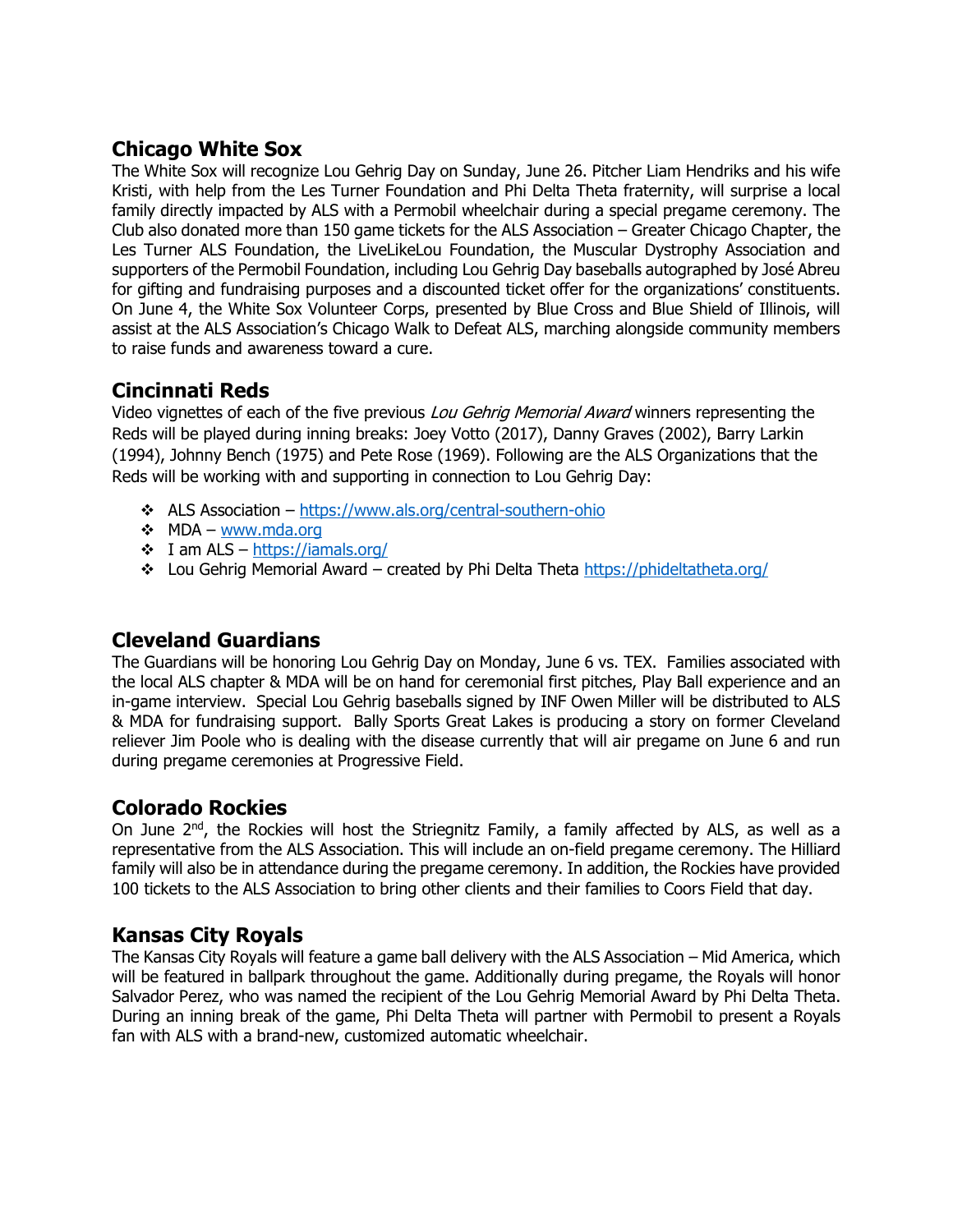## Chicago White Sox

The White Sox will recognize Lou Gehrig Day on Sunday, June 26. Pitcher Liam Hendriks and his wife Kristi, with help from the Les Turner Foundation and Phi Delta Theta fraternity, will surprise a local family directly impacted by ALS with a Permobil wheelchair during a special pregame ceremony. The Club also donated more than 150 game tickets for the ALS Association – Greater Chicago Chapter, the Les Turner ALS Foundation, the LiveLikeLou Foundation, the Muscular Dystrophy Association and supporters of the Permobil Foundation, including Lou Gehrig Day baseballs autographed by José Abreu for gifting and fundraising purposes and a discounted ticket offer for the organizations' constituents. On June 4, the White Sox Volunteer Corps, presented by Blue Cross and Blue Shield of Illinois, will assist at the ALS Association's Chicago Walk to Defeat ALS, marching alongside community members to raise funds and awareness toward a cure.

## Cincinnati Reds

Video vignettes of each of the five previous *Lou Gehrig Memorial Award* winners representing the Reds will be played during inning breaks: Joey Votto (2017), Danny Graves (2002), Barry Larkin (1994), Johnny Bench (1975) and Pete Rose (1969). Following are the ALS Organizations that the Reds will be working with and supporting in connection to Lou Gehrig Day:

- ALS Association – https://www.als.org/central-southern-ohio
- MDA – www.mda.org
- I am ALS – https://iamals.org/
- Lou Gehrig Memorial Award – created by Phi Delta Theta https://phideltatheta.org/

## Cleveland Guardians

The Guardians will be honoring Lou Gehrig Day on Monday, June 6 vs. TEX. Families associated with the local ALS chapter & MDA will be on hand for ceremonial first pitches, Play Ball experience and an in-game interview. Special Lou Gehrig baseballs signed by INF Owen Miller will be distributed to ALS & MDA for fundraising support. Bally Sports Great Lakes is producing a story on former Cleveland reliever Jim Poole who is dealing with the disease currently that will air pregame on June 6 and run during pregame ceremonies at Progressive Field.

## Colorado Rockies

On June 2nd, the Rockies will host the Striegnitz Family, a family affected by ALS, as well as a representative from the ALS Association. This will include an on-field pregame ceremony. The Hilliard family will also be in attendance during the pregame ceremony. In addition, the Rockies have provided 100 tickets to the ALS Association to bring other clients and their families to Coors Field that day.

## Kansas City Royals

The Kansas City Royals will feature a game ball delivery with the ALS Association – Mid America, which will be featured in ballpark throughout the game. Additionally during pregame, the Royals will honor Salvador Perez, who was named the recipient of the Lou Gehrig Memorial Award by Phi Delta Theta. During an inning break of the game, Phi Delta Theta will partner with Permobil to present a Royals fan with ALS with a brand-new, customized automatic wheelchair.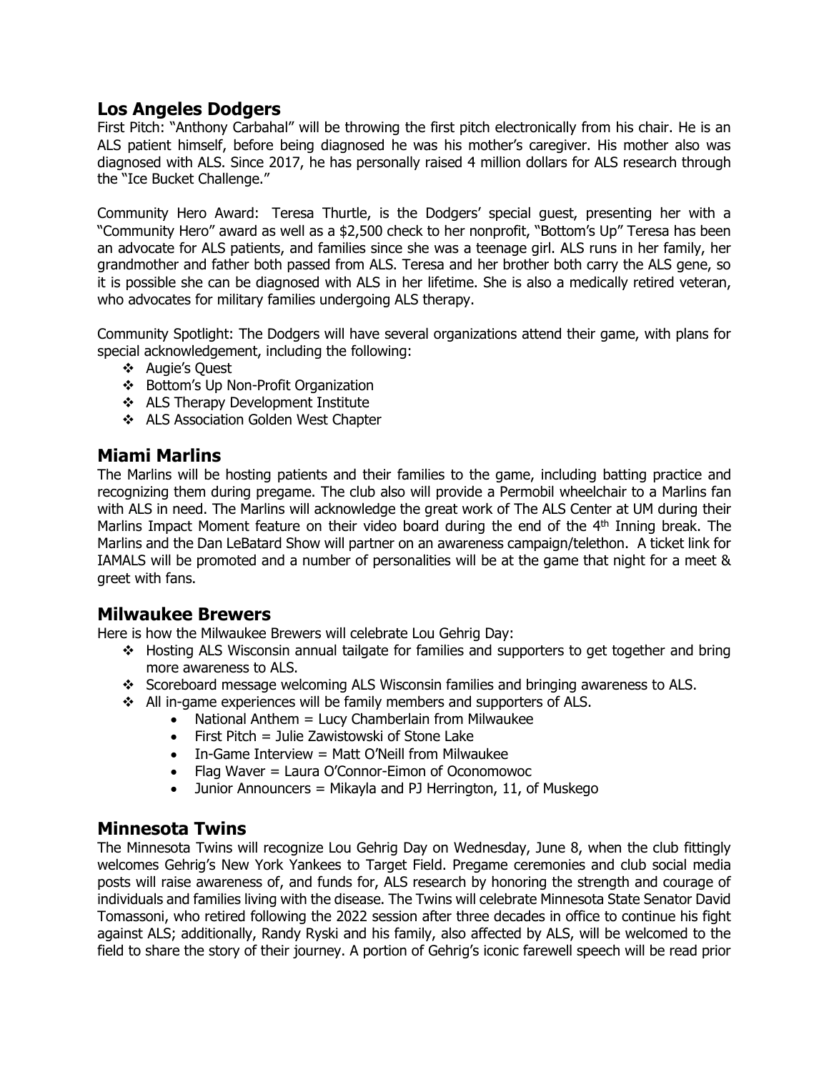## Los Angeles Dodgers

First Pitch: "Anthony Carbahal" will be throwing the first pitch electronically from his chair. He is an ALS patient himself, before being diagnosed he was his mother's caregiver. His mother also was diagnosed with ALS. Since 2017, he has personally raised 4 million dollars for ALS research through the "Ice Bucket Challenge."

Community Hero Award: Teresa Thurtle, is the Dodgers' special guest, presenting her with a "Community Hero" award as well as a $2,500 check to her nonprofit, "Bottom's Up" Teresa has been an advocate for ALS patients, and families since she was a teenage girl. ALS runs in her family, her grandmother and father both passed from ALS. Teresa and her brother both carry the ALS gene, so it is possible she can be diagnosed with ALS in her lifetime. She is also a medically retired veteran, who advocates for military families undergoing ALS therapy.

Community Spotlight: The Dodgers will have several organizations attend their game, with plans for special acknowledgement, including the following:

- Augie's Quest
- Bottom's Up Non-Profit Organization
- ALS Therapy Development Institute
- ALS Association Golden West Chapter

## Miami Marlins

The Marlins will be hosting patients and their families to the game, including batting practice and recognizing them during pregame. The club also will provide a Permobil wheelchair to a Marlins fan with ALS in need. The Marlins will acknowledge the great work of The ALS Center at UM during their Marlins Impact Moment feature on their video board during the end of the 4th Inning break. The Marlins and the Dan LeBatard Show will partner on an awareness campaign/telethon. A ticket link for IAMALS will be promoted and a number of personalities will be at the game that night for a meet & greet with fans.

## Milwaukee Brewers

Here is how the Milwaukee Brewers will celebrate Lou Gehrig Day:

- Hosting ALS Wisconsin annual tailgate for families and supporters to get together and bring more awareness to ALS.
- Scoreboard message welcoming ALS Wisconsin families and bringing awareness to ALS.
- All in-game experiences will be family members and supporters of ALS.
  - National Anthem = Lucy Chamberlain from Milwaukee
  - First Pitch = Julie Zawistowski of Stone Lake
  - In-Game Interview = Matt O'Neill from Milwaukee
  - Flag Waver = Laura O'Connor-Eimon of Oconomowoc
  - Junior Announcers = Mikayla and PJ Herrington, 11, of Muskego

## Minnesota Twins

The Minnesota Twins will recognize Lou Gehrig Day on Wednesday, June 8, when the club fittingly welcomes Gehrig's New York Yankees to Target Field. Pregame ceremonies and club social media posts will raise awareness of, and funds for, ALS research by honoring the strength and courage of individuals and families living with the disease. The Twins will celebrate Minnesota State Senator David Tomassoni, who retired following the 2022 session after three decades in office to continue his fight against ALS; additionally, Randy Ryski and his family, also affected by ALS, will be welcomed to the field to share the story of their journey. A portion of Gehrig's iconic farewell speech will be read prior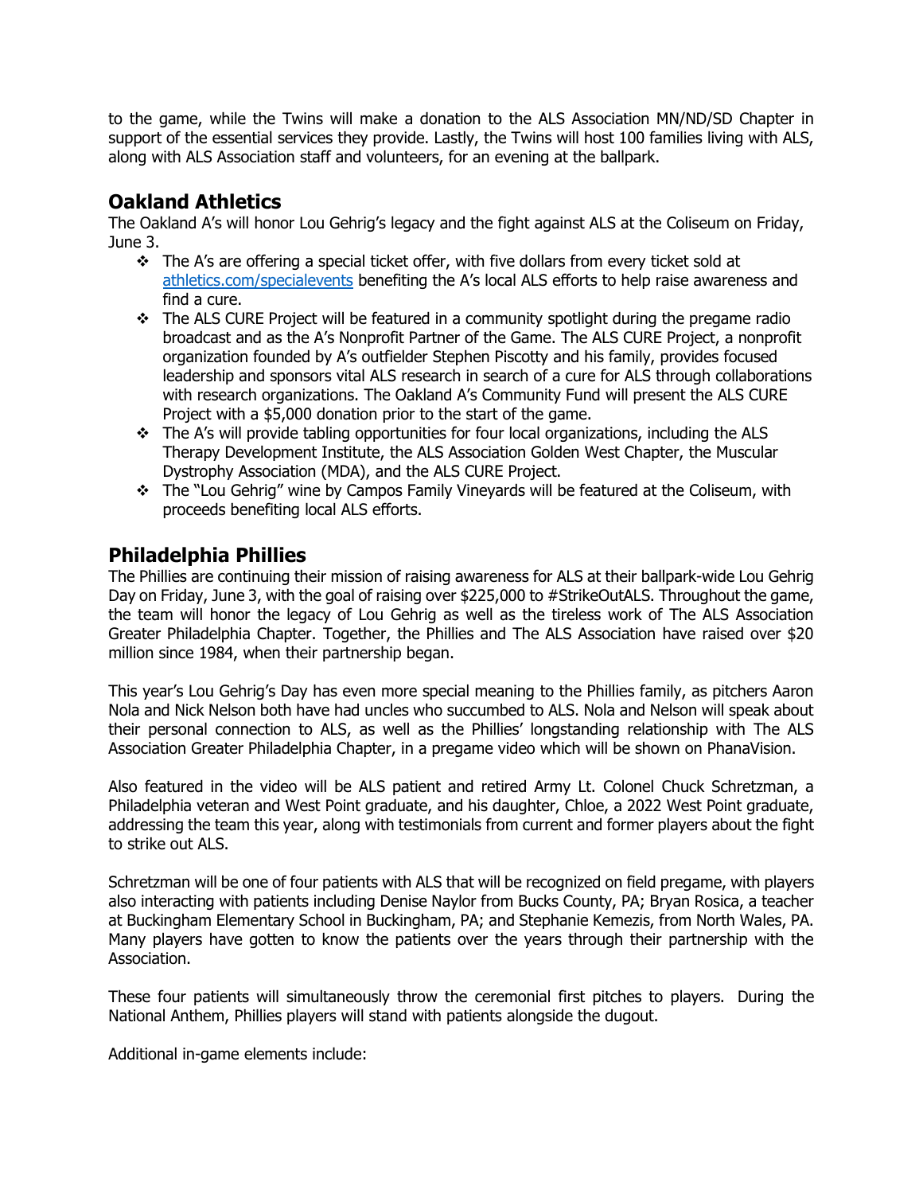to the game, while the Twins will make a donation to the ALS Association MN/ND/SD Chapter in support of the essential services they provide. Lastly, the Twins will host 100 families living with ALS, along with ALS Association staff and volunteers, for an evening at the ballpark.

## Oakland Athletics

The Oakland A's will honor Lou Gehrig's legacy and the fight against ALS at the Coliseum on Friday, June 3.

- The A's are offering a special ticket offer, with five dollars from every ticket sold at athletics.com/specialevents benefiting the A's local ALS efforts to help raise awareness and find a cure.
- The ALS CURE Project will be featured in a community spotlight during the pregame radio broadcast and as the A's Nonprofit Partner of the Game. The ALS CURE Project, a nonprofit organization founded by A's outfielder Stephen Piscotty and his family, provides focused leadership and sponsors vital ALS research in search of a cure for ALS through collaborations with research organizations. The Oakland A's Community Fund will present the ALS CURE Project with a $5,000 donation prior to the start of the game.
- The A's will provide tabling opportunities for four local organizations, including the ALS Therapy Development Institute, the ALS Association Golden West Chapter, the Muscular Dystrophy Association (MDA), and the ALS CURE Project.
- The "Lou Gehrig" wine by Campos Family Vineyards will be featured at the Coliseum, with proceeds benefiting local ALS efforts.

## Philadelphia Phillies

The Phillies are continuing their mission of raising awareness for ALS at their ballpark-wide Lou Gehrig Day on Friday, June 3, with the goal of raising over $225,000 to #StrikeOutALS. Throughout the game, the team will honor the legacy of Lou Gehrig as well as the tireless work of The ALS Association Greater Philadelphia Chapter. Together, the Phillies and The ALS Association have raised over $20 million since 1984, when their partnership began.

This year's Lou Gehrig's Day has even more special meaning to the Phillies family, as pitchers Aaron Nola and Nick Nelson both have had uncles who succumbed to ALS. Nola and Nelson will speak about their personal connection to ALS, as well as the Phillies' longstanding relationship with The ALS Association Greater Philadelphia Chapter, in a pregame video which will be shown on PhanaVision.

Also featured in the video will be ALS patient and retired Army Lt. Colonel Chuck Schretzman, a Philadelphia veteran and West Point graduate, and his daughter, Chloe, a 2022 West Point graduate, addressing the team this year, along with testimonials from current and former players about the fight to strike out ALS.

Schretzman will be one of four patients with ALS that will be recognized on field pregame, with players also interacting with patients including Denise Naylor from Bucks County, PA; Bryan Rosica, a teacher at Buckingham Elementary School in Buckingham, PA; and Stephanie Kemezis, from North Wales, PA. Many players have gotten to know the patients over the years through their partnership with the Association.

These four patients will simultaneously throw the ceremonial first pitches to players. During the National Anthem, Phillies players will stand with patients alongside the dugout.

Additional in-game elements include: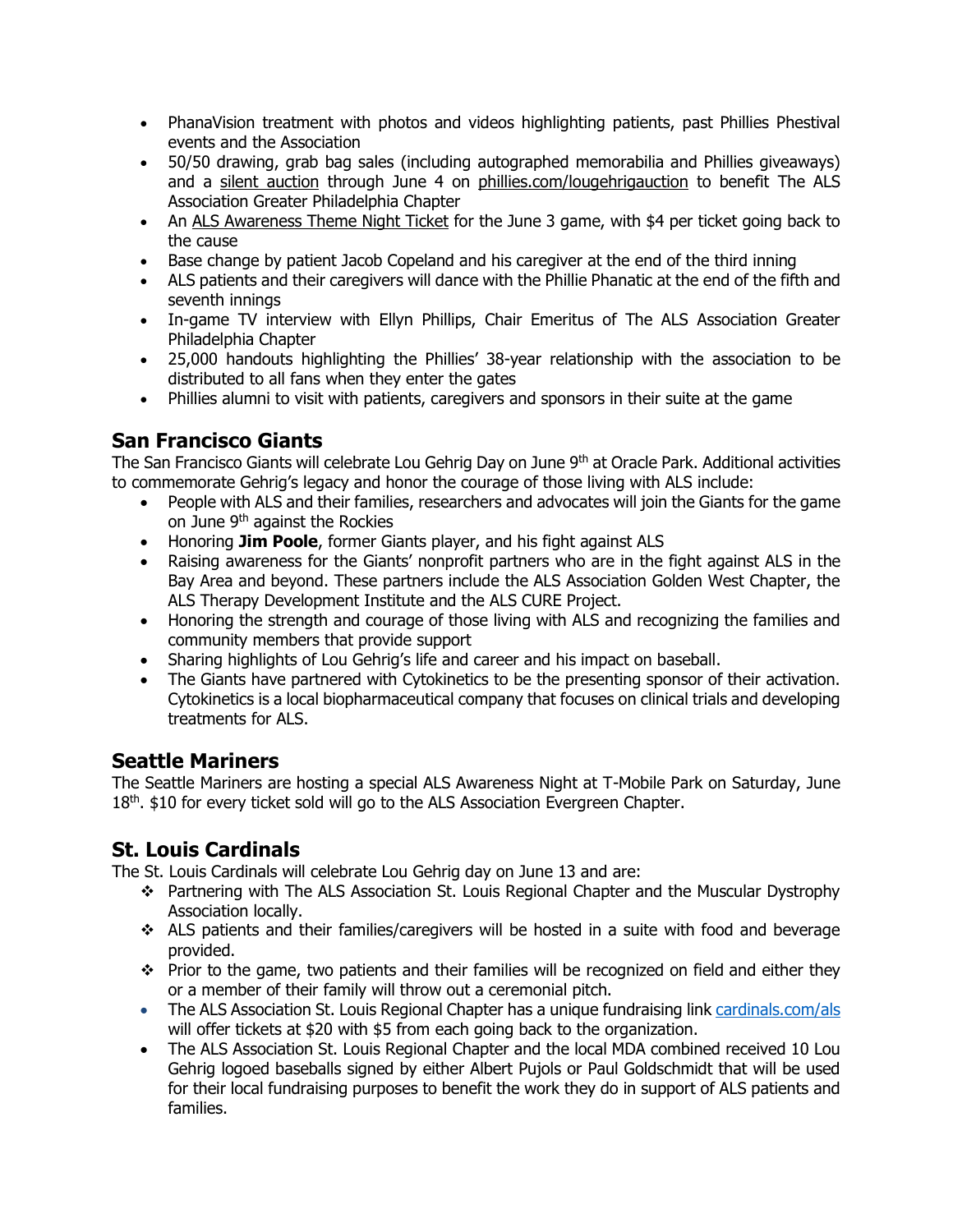- PhanaVision treatment with photos and videos highlighting patients, past Phillies Phestival events and the Association
- 50/50 drawing, grab bag sales (including autographed memorabilia and Phillies giveaways) and a silent auction through June 4 on phillies.com/lougehrigauction to benefit The ALS Association Greater Philadelphia Chapter
- An ALS Awareness Theme Night Ticket for the June 3 game, with $4 per ticket going back to the cause
- Base change by patient Jacob Copeland and his caregiver at the end of the third inning
- ALS patients and their caregivers will dance with the Phillie Phanatic at the end of the fifth and seventh innings
- In-game TV interview with Ellyn Phillips, Chair Emeritus of The ALS Association Greater Philadelphia Chapter
- 25,000 handouts highlighting the Phillies' 38-year relationship with the association to be distributed to all fans when they enter the gates
- Phillies alumni to visit with patients, caregivers and sponsors in their suite at the game

## San Francisco Giants

The San Francisco Giants will celebrate Lou Gehrig Day on June 9th at Oracle Park. Additional activities to commemorate Gehrig's legacy and honor the courage of those living with ALS include:

- People with ALS and their families, researchers and advocates will join the Giants for the game on June 9th against the Rockies
- Honoring **Jim Poole**, former Giants player, and his fight against ALS
- Raising awareness for the Giants' nonprofit partners who are in the fight against ALS in the Bay Area and beyond. These partners include the ALS Association Golden West Chapter, the ALS Therapy Development Institute and the ALS CURE Project.
- Honoring the strength and courage of those living with ALS and recognizing the families and community members that provide support
- Sharing highlights of Lou Gehrig's life and career and his impact on baseball.
- The Giants have partnered with Cytokinetics to be the presenting sponsor of their activation. Cytokinetics is a local biopharmaceutical company that focuses on clinical trials and developing treatments for ALS.

## Seattle Mariners

The Seattle Mariners are hosting a special ALS Awareness Night at T-Mobile Park on Saturday, June 18th. $10 for every ticket sold will go to the ALS Association Evergreen Chapter.

## St. Louis Cardinals

The St. Louis Cardinals will celebrate Lou Gehrig day on June 13 and are:

- Partnering with The ALS Association St. Louis Regional Chapter and the Muscular Dystrophy Association locally.
- ALS patients and their families/caregivers will be hosted in a suite with food and beverage provided.
- Prior to the game, two patients and their families will be recognized on field and either they or a member of their family will throw out a ceremonial pitch.
- The ALS Association St. Louis Regional Chapter has a unique fundraising link cardinals.com/als will offer tickets at $20 with $5 from each going back to the organization.
- The ALS Association St. Louis Regional Chapter and the local MDA combined received 10 Lou Gehrig logoed baseballs signed by either Albert Pujols or Paul Goldschmidt that will be used for their local fundraising purposes to benefit the work they do in support of ALS patients and families.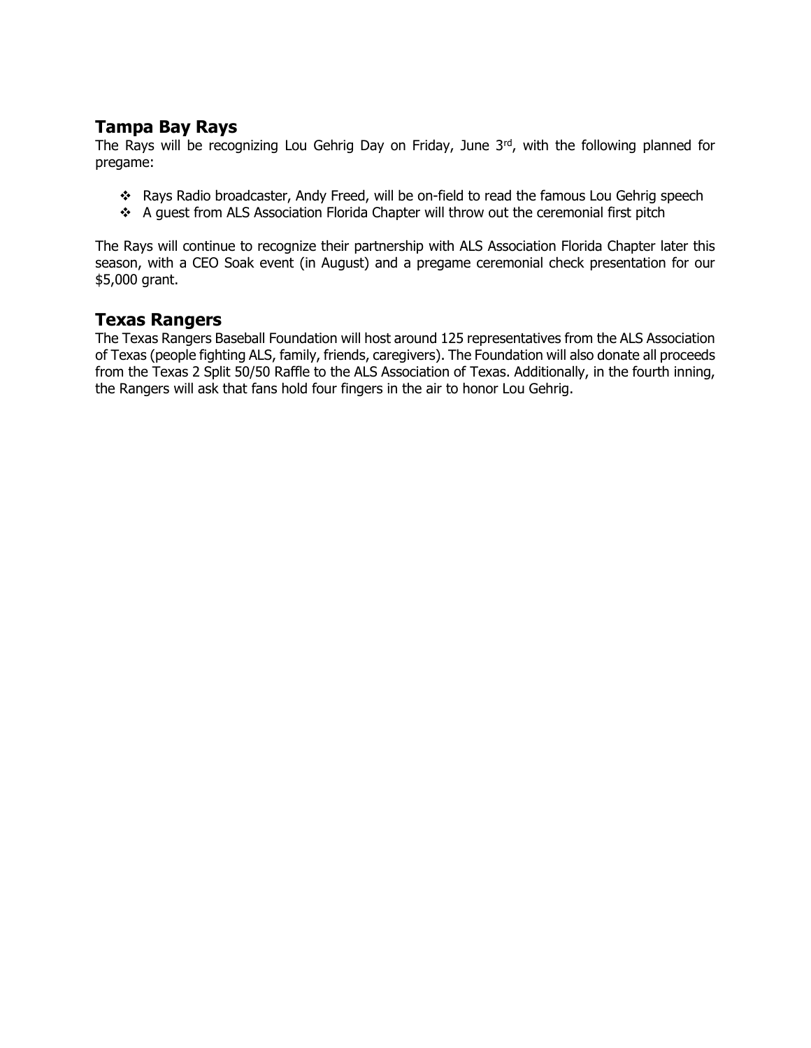## Tampa Bay Rays

The Rays will be recognizing Lou Gehrig Day on Friday, June 3rd, with the following planned for pregame:

- Rays Radio broadcaster, Andy Freed, will be on-field to read the famous Lou Gehrig speech
- A guest from ALS Association Florida Chapter will throw out the ceremonial first pitch

The Rays will continue to recognize their partnership with ALS Association Florida Chapter later this season, with a CEO Soak event (in August) and a pregame ceremonial check presentation for our $5,000 grant.

## Texas Rangers

The Texas Rangers Baseball Foundation will host around 125 representatives from the ALS Association of Texas (people fighting ALS, family, friends, caregivers). The Foundation will also donate all proceeds from the Texas 2 Split 50/50 Raffle to the ALS Association of Texas. Additionally, in the fourth inning, the Rangers will ask that fans hold four fingers in the air to honor Lou Gehrig.